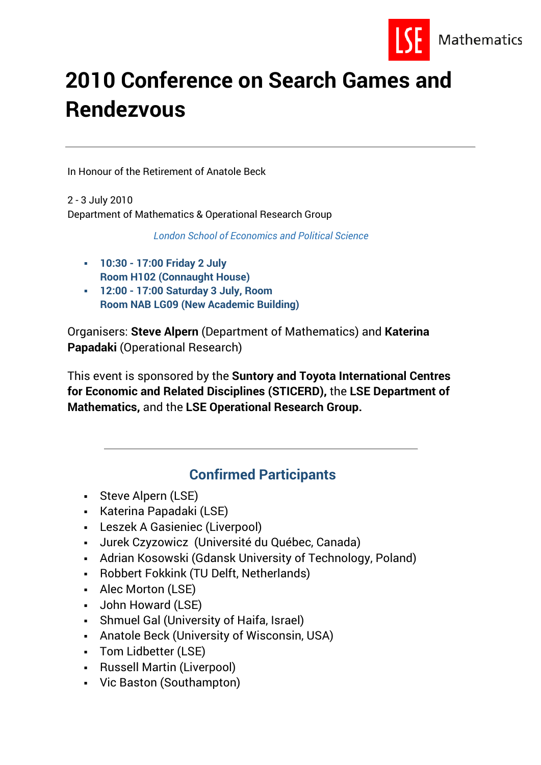LSE Mathematics

# 2010 Conference on Search Games and Rendezvous

---

In Honour of the Retirement of Anatole Beck

2 - 3 July 2010
Department of Mathematics & Operational Research Group

*London School of Economics and Political Science*

- **10:30 - 17:00 Friday 2 July**
  **Room H102 (Connaught House)**
- **12:00 - 17:00 Saturday 3 July, Room**
  **Room NAB LG09 (New Academic Building)**

Organisers: **Steve Alpern** (Department of Mathematics) and **Katerina Papadaki** (Operational Research)

This event is sponsored by the **Suntory and Toyota International Centres for Economic and Related Disciplines (STICERD),** the **LSE Department of Mathematics,** and the **LSE Operational Research Group.**

---

## Confirmed Participants

- Steve Alpern (LSE)
- Katerina Papadaki (LSE)
- Leszek A Gasieniec (Liverpool)
- Jurek Czyzowicz (Université du Québec, Canada)
- Adrian Kosowski (Gdansk University of Technology, Poland)
- Robbert Fokkink (TU Delft, Netherlands)
- Alec Morton (LSE)
- John Howard (LSE)
- Shmuel Gal (University of Haifa, Israel)
- Anatole Beck (University of Wisconsin, USA)
- Tom Lidbetter (LSE)
- Russell Martin (Liverpool)
- Vic Baston (Southampton)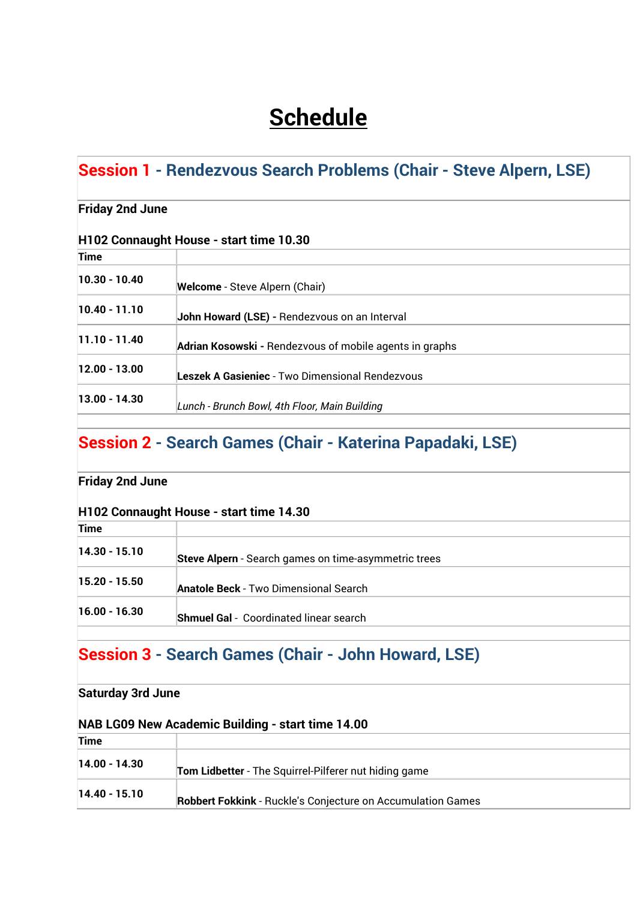# Schedule

## Session 1 - Rendezvous Search Problems (Chair - Steve Alpern, LSE)

**Friday 2nd June**

**H102 Connaught House - start time 10.30**

| Time | |
|---|---|
| **10.30 - 10.40** | **Welcome** - Steve Alpern (Chair) |
| **10.40 - 11.10** | **John Howard (LSE) -** Rendezvous on an Interval |
| **11.10 - 11.40** | **Adrian Kosowski -** Rendezvous of mobile agents in graphs |
| **12.00 - 13.00** | **Leszek A Gasieniec** - Two Dimensional Rendezvous |
| **13.00 - 14.30** | *Lunch - Brunch Bowl, 4th Floor, Main Building* |

## Session 2 - Search Games (Chair - Katerina Papadaki, LSE)

**Friday 2nd June**

**H102 Connaught House - start time 14.30**

| Time | |
|---|---|
| **14.30 - 15.10** | **Steve Alpern** - Search games on time-asymmetric trees |
| **15.20 - 15.50** | **Anatole Beck** - Two Dimensional Search |
| **16.00 - 16.30** | **Shmuel Gal** - Coordinated linear search |

## Session 3 - Search Games (Chair - John Howard, LSE)

**Saturday 3rd June**

**NAB LG09 New Academic Building - start time 14.00**

| Time | |
|---|---|
| **14.00 - 14.30** | **Tom Lidbetter** - The Squirrel-Pilferer nut hiding game |
| **14.40 - 15.10** | **Robbert Fokkink** - Ruckle's Conjecture on Accumulation Games |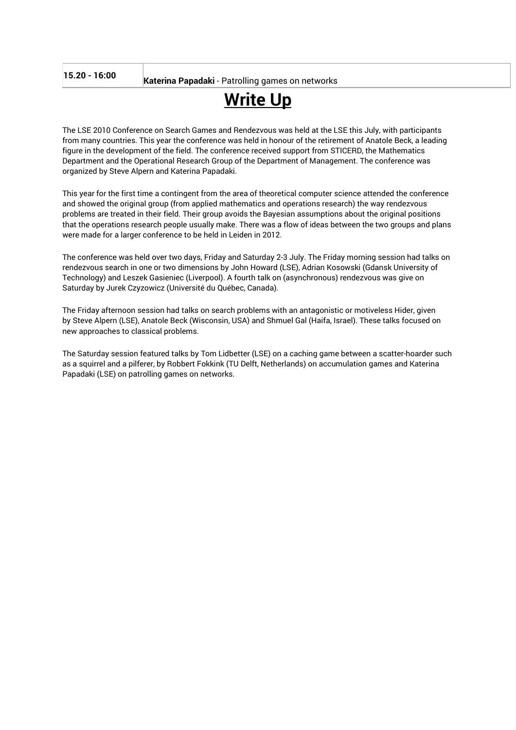| | |
|---|---|
| 15.20 - 16:00 | **Katerina Papadaki** - Patrolling games on networks |

# Write Up

The LSE 2010 Conference on Search Games and Rendezvous was held at the LSE this July, with participants from many countries. This year the conference was held in honour of the retirement of Anatole Beck, a leading figure in the development of the field. The conference received support from STICERD, the Mathematics Department and the Operational Research Group of the Department of Management. The conference was organized by Steve Alpern and Katerina Papadaki.

This year for the first time a contingent from the area of theoretical computer science attended the conference and showed the original group (from applied mathematics and operations research) the way rendezvous problems are treated in their field. Their group avoids the Bayesian assumptions about the original positions that the operations research people usually make. There was a flow of ideas between the two groups and plans were made for a larger conference to be held in Leiden in 2012.

The conference was held over two days, Friday and Saturday 2-3 July. The Friday morning session had talks on rendezvous search in one or two dimensions by John Howard (LSE), Adrian Kosowski (Gdansk University of Technology) and Leszek Gasieniec (Liverpool). A fourth talk on (asynchronous) rendezvous was give on Saturday by Jurek Czyzowicz (Université du Québec, Canada).

The Friday afternoon session had talks on search problems with an antagonistic or motiveless Hider, given by Steve Alpern (LSE), Anatole Beck (Wisconsin, USA) and Shmuel Gal (Haifa, Israel). These talks focused on new approaches to classical problems.

The Saturday session featured talks by Tom Lidbetter (LSE) on a caching game between a scatter-hoarder such as a squirrel and a pilferer, by Robbert Fokkink (TU Delft, Netherlands) on accumulation games and Katerina Papadaki (LSE) on patrolling games on networks.